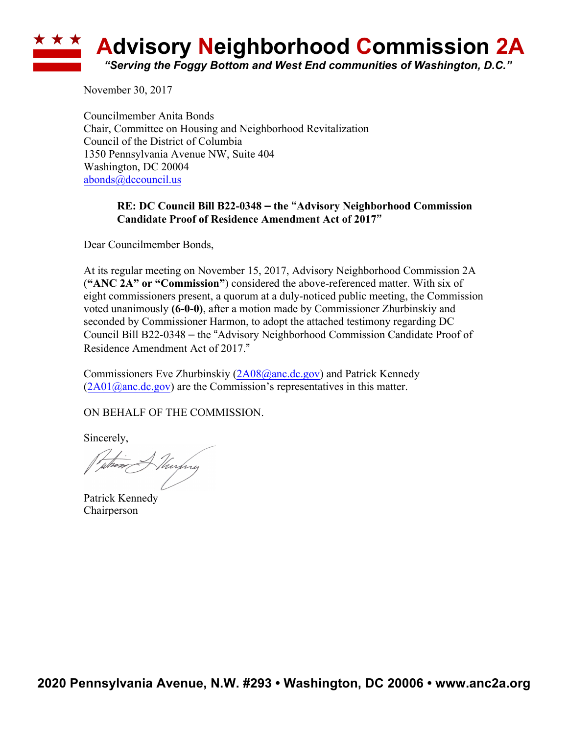# Advisory Neighborhood Commission 2A

*"Serving the Foggy Bottom and West End communities of Washington, D.C."*

November 30, 2017

Councilmember Anita Bonds
Chair, Committee on Housing and Neighborhood Revitalization
Council of the District of Columbia
1350 Pennsylvania Avenue NW, Suite 404
Washington, DC 20004
abonds@dccouncil.us

**RE: DC Council Bill B22-0348 – the "Advisory Neighborhood Commission Candidate Proof of Residence Amendment Act of 2017"**

Dear Councilmember Bonds,

At its regular meeting on November 15, 2017, Advisory Neighborhood Commission 2A (**"ANC 2A" or "Commission"**) considered the above-referenced matter. With six of eight commissioners present, a quorum at a duly-noticed public meeting, the Commission voted unanimously **(6-0-0)**, after a motion made by Commissioner Zhurbinskiy and seconded by Commissioner Harmon, to adopt the attached testimony regarding DC Council Bill B22-0348 – the "Advisory Neighborhood Commission Candidate Proof of Residence Amendment Act of 2017."

Commissioners Eve Zhurbinskiy (2A08@anc.dc.gov) and Patrick Kennedy (2A01@anc.dc.gov) are the Commission's representatives in this matter.

ON BEHALF OF THE COMMISSION.

Sincerely,

Patrick Kennedy
Chairperson

**2020 Pennsylvania Avenue, N.W. #293 • Washington, DC 20006 • www.anc2a.org**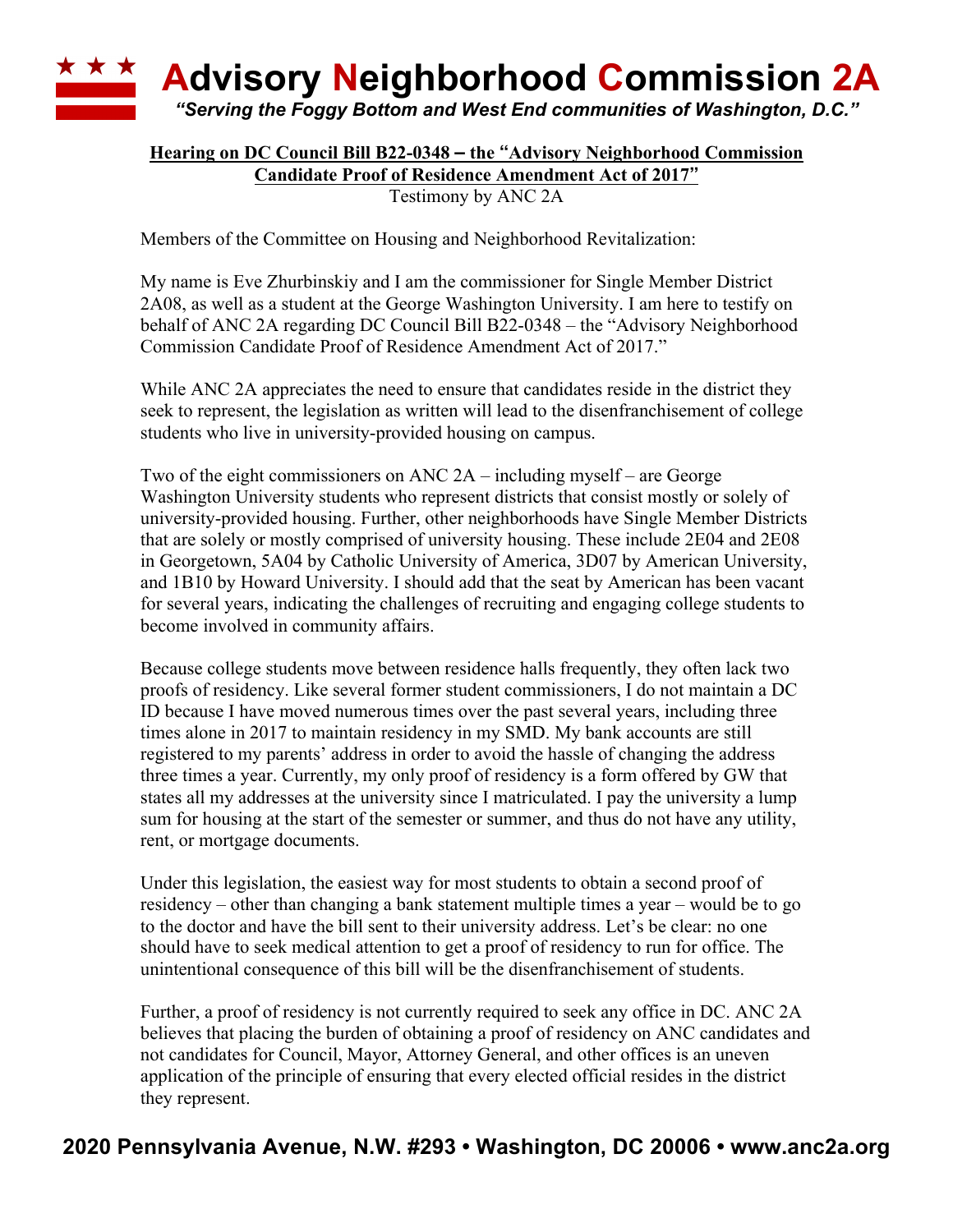# Advisory Neighborhood Commission 2A

*"Serving the Foggy Bottom and West End communities of Washington, D.C."*

**Hearing on DC Council Bill B22-0348 – the "Advisory Neighborhood Commission Candidate Proof of Residence Amendment Act of 2017"**

Testimony by ANC 2A

Members of the Committee on Housing and Neighborhood Revitalization:

My name is Eve Zhurbinskiy and I am the commissioner for Single Member District 2A08, as well as a student at the George Washington University. I am here to testify on behalf of ANC 2A regarding DC Council Bill B22-0348 – the "Advisory Neighborhood Commission Candidate Proof of Residence Amendment Act of 2017."

While ANC 2A appreciates the need to ensure that candidates reside in the district they seek to represent, the legislation as written will lead to the disenfranchisement of college students who live in university-provided housing on campus.

Two of the eight commissioners on ANC 2A – including myself – are George Washington University students who represent districts that consist mostly or solely of university-provided housing. Further, other neighborhoods have Single Member Districts that are solely or mostly comprised of university housing. These include 2E04 and 2E08 in Georgetown, 5A04 by Catholic University of America, 3D07 by American University, and 1B10 by Howard University. I should add that the seat by American has been vacant for several years, indicating the challenges of recruiting and engaging college students to become involved in community affairs.

Because college students move between residence halls frequently, they often lack two proofs of residency. Like several former student commissioners, I do not maintain a DC ID because I have moved numerous times over the past several years, including three times alone in 2017 to maintain residency in my SMD. My bank accounts are still registered to my parents' address in order to avoid the hassle of changing the address three times a year. Currently, my only proof of residency is a form offered by GW that states all my addresses at the university since I matriculated. I pay the university a lump sum for housing at the start of the semester or summer, and thus do not have any utility, rent, or mortgage documents.

Under this legislation, the easiest way for most students to obtain a second proof of residency – other than changing a bank statement multiple times a year – would be to go to the doctor and have the bill sent to their university address. Let's be clear: no one should have to seek medical attention to get a proof of residency to run for office. The unintentional consequence of this bill will be the disenfranchisement of students.

Further, a proof of residency is not currently required to seek any office in DC. ANC 2A believes that placing the burden of obtaining a proof of residency on ANC candidates and not candidates for Council, Mayor, Attorney General, and other offices is an uneven application of the principle of ensuring that every elected official resides in the district they represent.

**2020 Pennsylvania Avenue, N.W. #293 • Washington, DC 20006 • www.anc2a.org**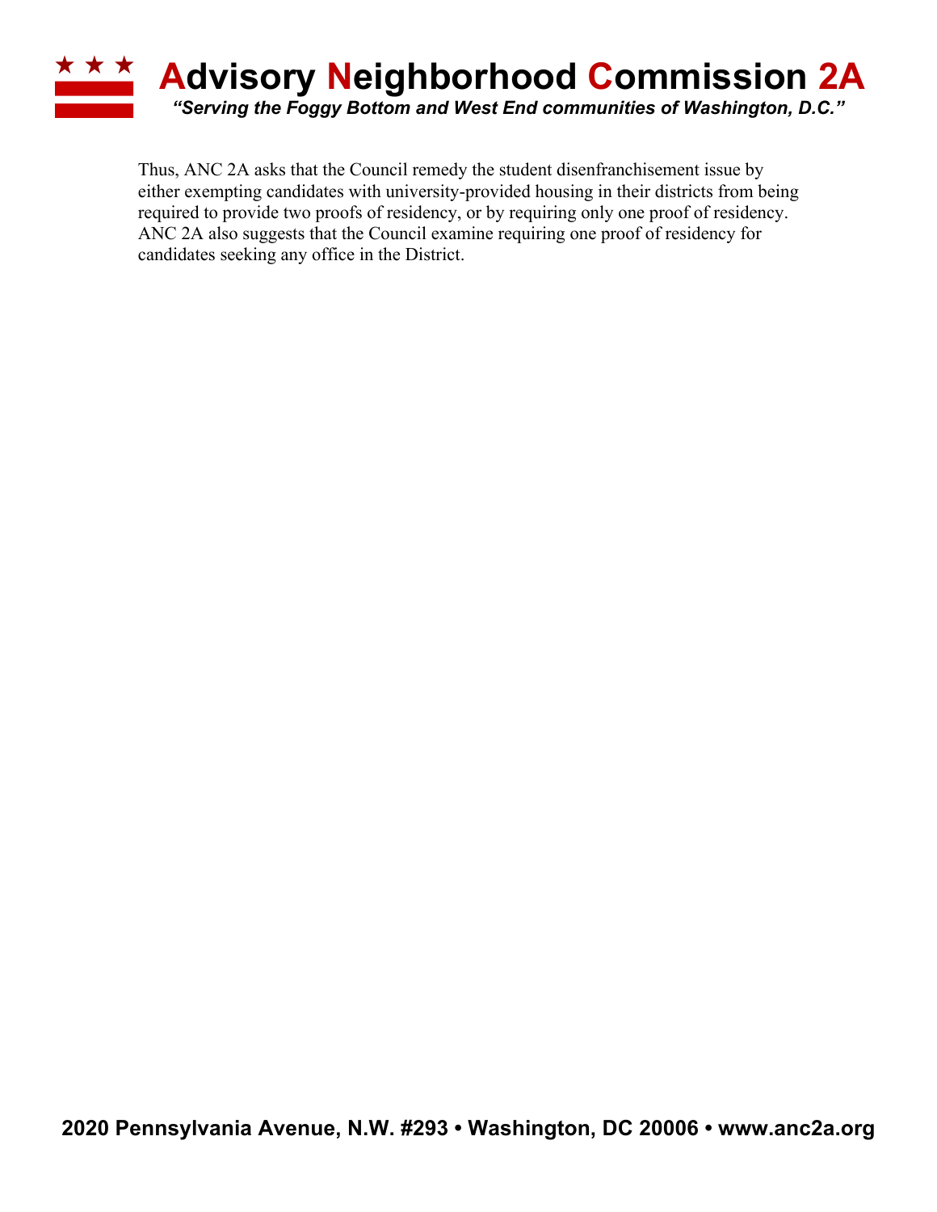Thus, ANC 2A asks that the Council remedy the student disenfranchisement issue by either exempting candidates with university-provided housing in their districts from being required to provide two proofs of residency, or by requiring only one proof of residency. ANC 2A also suggests that the Council examine requiring one proof of residency for candidates seeking any office in the District.